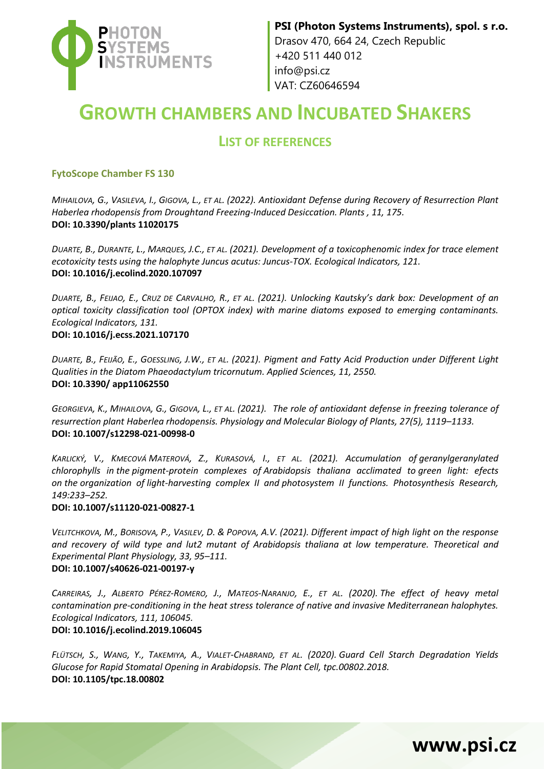**PSI (Photon Systems Instruments), spol. s r.o.**
Drasov 470, 664 24, Czech Republic
+420 511 440 012
info@psi.cz
VAT: CZ60646594

# GROWTH CHAMBERS AND INCUBATED SHAKERS

## LIST OF REFERENCES

### FytoScope Chamber FS 130

*MIHAILOVA, G., VASILEVA, I., GIGOVA, L., ET AL. (2022). Antioxidant Defense during Recovery of Resurrection Plant Haberlea rhodopensis from Droughtand Freezing-Induced Desiccation. Plants , 11, 175.*
**DOI: 10.3390/plants 11020175**

*DUARTE, B., DURANTE, L., MARQUES, J.C., ET AL. (2021). Development of a toxicophenomic index for trace element ecotoxicity tests using the halophyte Juncus acutus: Juncus-TOX. Ecological Indicators, 121.*
**DOI: 10.1016/j.ecolind.2020.107097**

*DUARTE, B., FEIJAO, E., CRUZ DE CARVALHO, R., ET AL. (2021). Unlocking Kautsky's dark box: Development of an optical toxicity classification tool (OPTOX index) with marine diatoms exposed to emerging contaminants. Ecological Indicators, 131.*
**DOI: 10.1016/j.ecss.2021.107170**

*DUARTE, B., FEIJÃO, E., GOESSLING, J.W., ET AL. (2021). Pigment and Fatty Acid Production under Different Light Qualities in the Diatom Phaeodactylum tricornutum. Applied Sciences, 11, 2550.*
**DOI: 10.3390/ app11062550**

*GEORGIEVA, K., MIHAILOVA, G., GIGOVA, L., ET AL. (2021). The role of antioxidant defense in freezing tolerance of resurrection plant Haberlea rhodopensis. Physiology and Molecular Biology of Plants, 27(5), 1119–1133.*
**DOI: 10.1007/s12298-021-00998-0**

*KARLICKÝ, V., KMECOVÁ MATEROVÁ, Z., KURASOVÁ, I., ET AL. (2021). Accumulation of geranylgeranylated chlorophylls in the pigment-protein complexes of Arabidopsis thaliana acclimated to green light: efects on the organization of light-harvesting complex II and photosystem II functions. Photosynthesis Research, 149:233–252.*
**DOI: 10.1007/s11120-021-00827-1**

*VELITCHKOVA, M., BORISOVA, P., VASILEV, D. & POPOVA, A.V. (2021). Different impact of high light on the response and recovery of wild type and lut2 mutant of Arabidopsis thaliana at low temperature. Theoretical and Experimental Plant Physiology, 33, 95–111.*
**DOI: 10.1007/s40626-021-00197-y**

*CARREIRAS, J., ALBERTO PÉREZ-ROMERO, J., MATEOS-NARANJO, E., ET AL. (2020). The effect of heavy metal contamination pre-conditioning in the heat stress tolerance of native and invasive Mediterranean halophytes. Ecological Indicators, 111, 106045.*
**DOI: 10.1016/j.ecolind.2019.106045**

*FLÜTSCH, S., WANG, Y., TAKEMIYA, A., VIALET-CHABRAND, ET AL. (2020). Guard Cell Starch Degradation Yields Glucose for Rapid Stomatal Opening in Arabidopsis. The Plant Cell, tpc.00802.2018.*
**DOI: 10.1105/tpc.18.00802**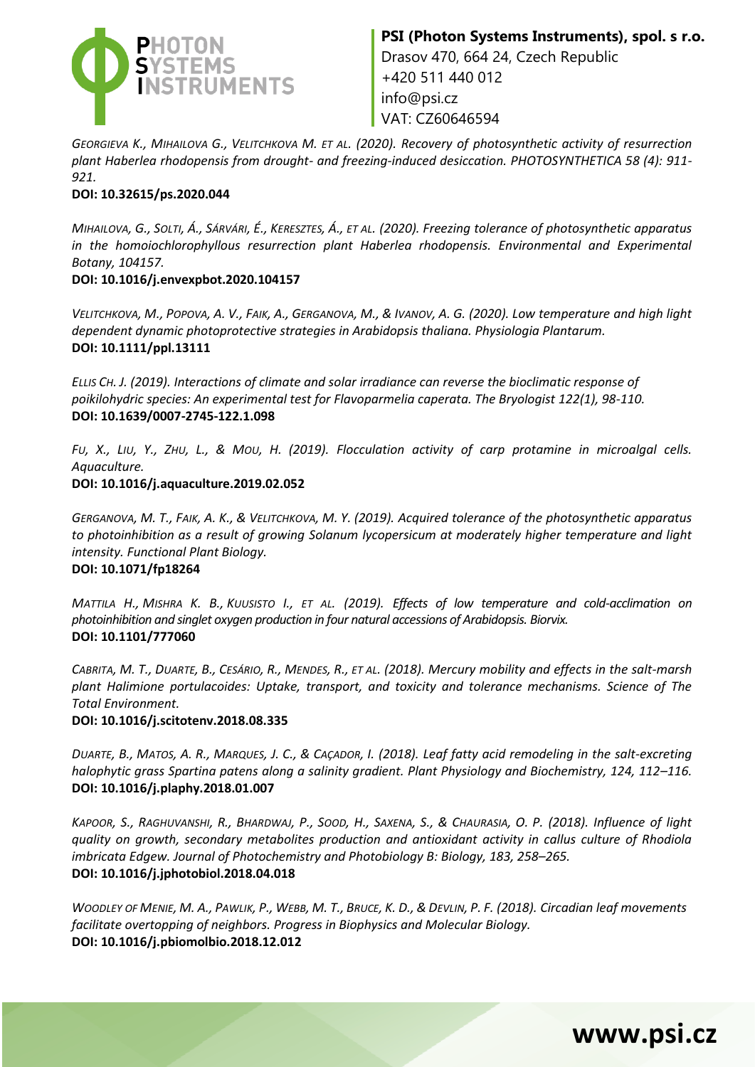*GEORGIEVA K., MIHAILOVA G., VELITCHKOVA M. ET AL. (2020). Recovery of photosynthetic activity of resurrection plant Haberlea rhodopensis from drought- and freezing-induced desiccation. PHOTOSYNTHETICA 58 (4): 911-921.*
**DOI: 10.32615/ps.2020.044**

*MIHAILOVA, G., SOLTI, Á., SÁRVÁRI, É., KERESZTES, Á., ET AL. (2020). Freezing tolerance of photosynthetic apparatus in the homoiochlorophyllous resurrection plant Haberlea rhodopensis. Environmental and Experimental Botany, 104157.*
**DOI: 10.1016/j.envexpbot.2020.104157**

*VELITCHKOVA, M., POPOVA, A. V., FAIK, A., GERGANOVA, M., & IVANOV, A. G. (2020). Low temperature and high light dependent dynamic photoprotective strategies in Arabidopsis thaliana. Physiologia Plantarum.*
**DOI: 10.1111/ppl.13111**

*ELLIS CH. J. (2019). Interactions of climate and solar irradiance can reverse the bioclimatic response of poikilohydric species: An experimental test for Flavoparmelia caperata. The Bryologist 122(1), 98-110.*
**DOI: 10.1639/0007-2745-122.1.098**

*FU, X., LIU, Y., ZHU, L., & MOU, H. (2019). Flocculation activity of carp protamine in microalgal cells. Aquaculture.*
**DOI: 10.1016/j.aquaculture.2019.02.052**

*GERGANOVA, M. T., FAIK, A. K., & VELITCHKOVA, M. Y. (2019). Acquired tolerance of the photosynthetic apparatus to photoinhibition as a result of growing Solanum lycopersicum at moderately higher temperature and light intensity. Functional Plant Biology.*
**DOI: 10.1071/fp18264**

*MATTILA H., MISHRA K. B., KUUSISTO I., ET AL. (2019). Effects of low temperature and cold-acclimation on photoinhibition and singlet oxygen production in four natural accessions of Arabidopsis. Biorvix.*
**DOI: 10.1101/777060**

*CABRITA, M. T., DUARTE, B., CESÁRIO, R., MENDES, R., ET AL. (2018). Mercury mobility and effects in the salt-marsh plant Halimione portulacoides: Uptake, transport, and toxicity and tolerance mechanisms. Science of The Total Environment.*
**DOI: 10.1016/j.scitotenv.2018.08.335**

*DUARTE, B., MATOS, A. R., MARQUES, J. C., & CAÇADOR, I. (2018). Leaf fatty acid remodeling in the salt-excreting halophytic grass Spartina patens along a salinity gradient. Plant Physiology and Biochemistry, 124, 112–116.*
**DOI: 10.1016/j.plaphy.2018.01.007**

*KAPOOR, S., RAGHUVANSHI, R., BHARDWAJ, P., SOOD, H., SAXENA, S., & CHAURASIA, O. P. (2018). Influence of light quality on growth, secondary metabolites production and antioxidant activity in callus culture of Rhodiola imbricata Edgew. Journal of Photochemistry and Photobiology B: Biology, 183, 258–265.*
**DOI: 10.1016/j.jphotobiol.2018.04.018**

*WOODLEY OF MENIE, M. A., PAWLIK, P., WEBB, M. T., BRUCE, K. D., & DEVLIN, P. F. (2018). Circadian leaf movements facilitate overtopping of neighbors. Progress in Biophysics and Molecular Biology.*
**DOI: 10.1016/j.pbiomolbio.2018.12.012**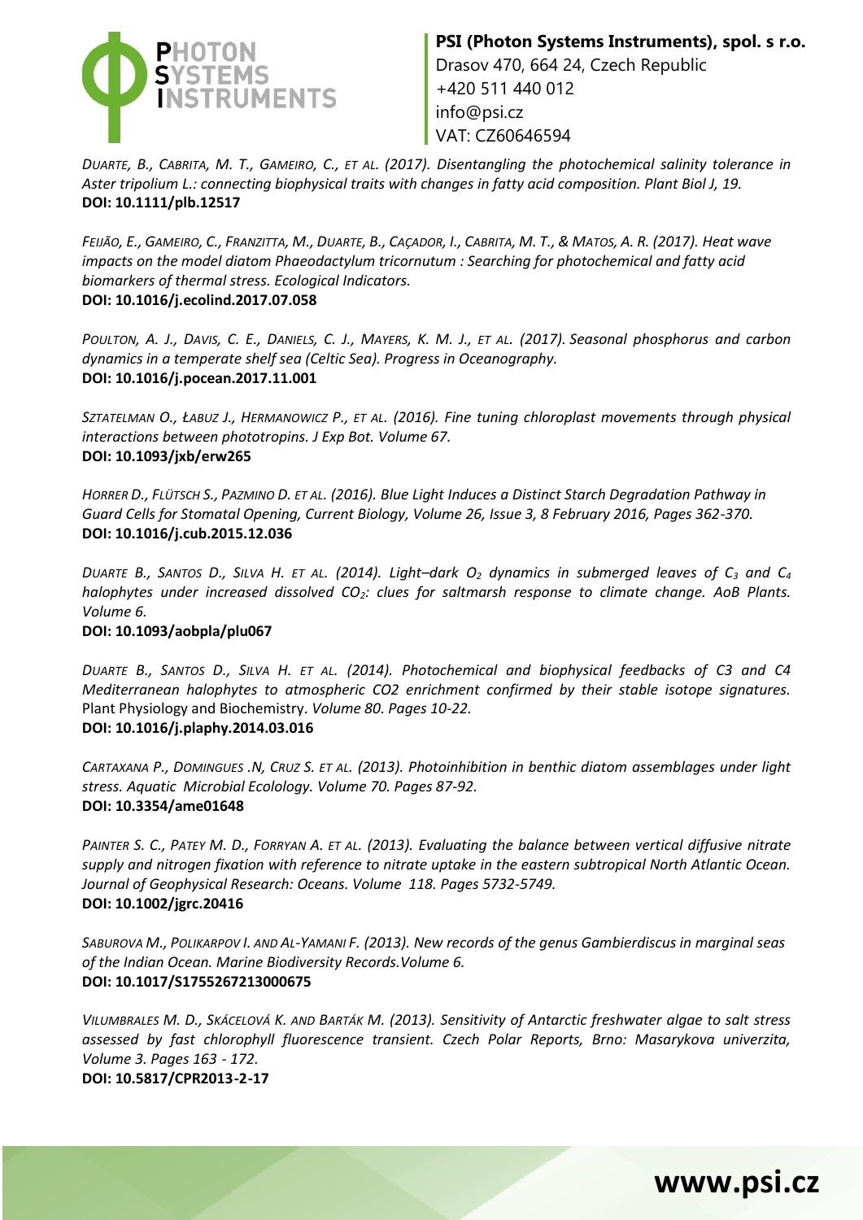*Duarte, B., Cabrita, M. T., Gameiro, C., et al. (2017). Disentangling the photochemical salinity tolerance in Aster tripolium L.: connecting biophysical traits with changes in fatty acid composition. Plant Biol J, 19.*
**DOI: 10.1111/plb.12517**

*Feijão, E., Gameiro, C., Franzitta, M., Duarte, B., Caçador, I., Cabrita, M. T., & Matos, A. R. (2017). Heat wave impacts on the model diatom Phaeodactylum tricornutum : Searching for photochemical and fatty acid biomarkers of thermal stress. Ecological Indicators.*
**DOI: 10.1016/j.ecolind.2017.07.058**

*Poulton, A. J., Davis, C. E., Daniels, C. J., Mayers, K. M. J., et al. (2017). Seasonal phosphorus and carbon dynamics in a temperate shelf sea (Celtic Sea). Progress in Oceanography.*
**DOI: 10.1016/j.pocean.2017.11.001**

*Sztatelman O., Łabuz J., Hermanowicz P., et al. (2016). Fine tuning chloroplast movements through physical interactions between phototropins. J Exp Bot. Volume 67.*
**DOI: 10.1093/jxb/erw265**

*Horrer D., Flütsch S., Pazmino D. et al. (2016). Blue Light Induces a Distinct Starch Degradation Pathway in Guard Cells for Stomatal Opening, Current Biology, Volume 26, Issue 3, 8 February 2016, Pages 362-370.*
**DOI: 10.1016/j.cub.2015.12.036**

*Duarte B., Santos D., Silva H. et al. (2014). Light–dark $O_2$ dynamics in submerged leaves of $C_3$ and $C_4$ halophytes under increased dissolved $CO_2$: clues for saltmarsh response to climate change. AoB Plants. Volume 6.*
**DOI: 10.1093/aobpla/plu067**

*Duarte B., Santos D., Silva H. et al. (2014). Photochemical and biophysical feedbacks of C3 and C4 Mediterranean halophytes to atmospheric CO2 enrichment confirmed by their stable isotope signatures.* Plant Physiology and Biochemistry. *Volume 80. Pages 10-22.*
**DOI: 10.1016/j.plaphy.2014.03.016**

*Cartaxana P., Domingues .N, Cruz S. et al. (2013). Photoinhibition in benthic diatom assemblages under light stress. Aquatic Microbial Ecolology. Volume 70. Pages 87-92.*
**DOI: 10.3354/ame01648**

*Painter S. C., Patey M. D., Forryan A. et al. (2013). Evaluating the balance between vertical diffusive nitrate supply and nitrogen fixation with reference to nitrate uptake in the eastern subtropical North Atlantic Ocean. Journal of Geophysical Research: Oceans. Volume 118. Pages 5732-5749.*
**DOI: 10.1002/jgrc.20416**

*Saburova M., Polikarpov I. and Al-Yamani F. (2013). New records of the genus Gambierdiscus in marginal seas of the Indian Ocean. Marine Biodiversity Records.Volume 6.*
**DOI: 10.1017/S1755267213000675**

*Vilumbrales M. D., Skácelová K. and Barták M. (2013). Sensitivity of Antarctic freshwater algae to salt stress assessed by fast chlorophyll fluorescence transient. Czech Polar Reports, Brno: Masarykova univerzita, Volume 3. Pages 163 - 172.*
**DOI: 10.5817/CPR2013-2-17**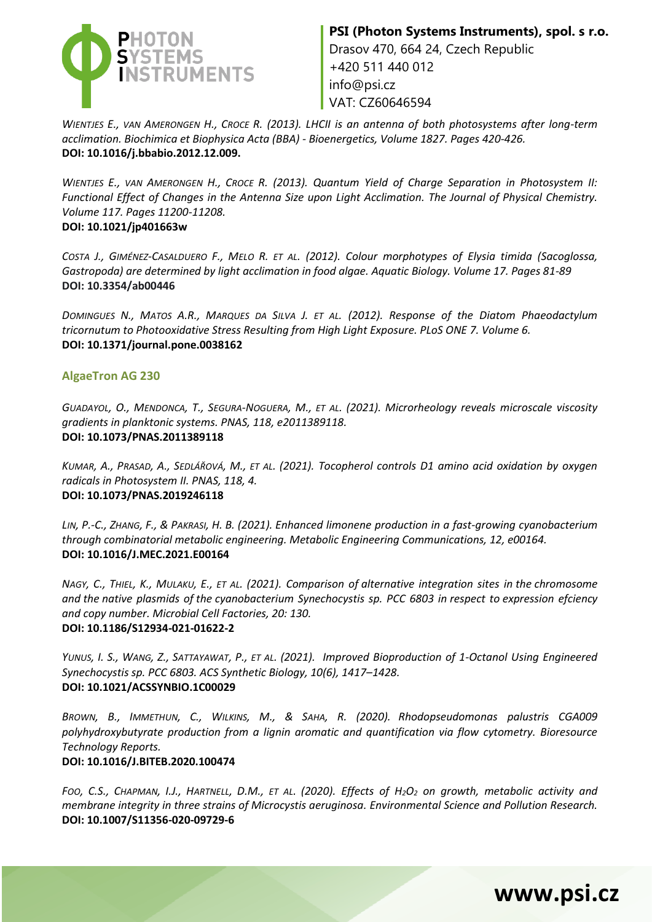*WIENTJES E., VAN AMERONGEN H., CROCE R. (2013). LHCII is an antenna of both photosystems after long-term acclimation. Biochimica et Biophysica Acta (BBA) - Bioenergetics, Volume 1827. Pages 420-426.*
**DOI: 10.1016/j.bbabio.2012.12.009.**

*WIENTJES E., VAN AMERONGEN H., CROCE R. (2013). Quantum Yield of Charge Separation in Photosystem II: Functional Effect of Changes in the Antenna Size upon Light Acclimation. The Journal of Physical Chemistry. Volume 117. Pages 11200-11208.*
**DOI: 10.1021/jp401663w**

*COSTA J., GIMÉNEZ-CASALDUERO F., MELO R. ET AL. (2012). Colour morphotypes of Elysia timida (Sacoglossa, Gastropoda) are determined by light acclimation in food algae. Aquatic Biology. Volume 17. Pages 81-89*
**DOI: 10.3354/ab00446**

*DOMINGUES N., MATOS A.R., MARQUES DA SILVA J. ET AL. (2012). Response of the Diatom Phaeodactylum tricornutum to Photooxidative Stress Resulting from High Light Exposure. PLoS ONE 7. Volume 6.*
**DOI: 10.1371/journal.pone.0038162**

## AlgaeTron AG 230

*GUADAYOL, O., MENDONCA, T., SEGURA-NOGUERA, M., ET AL. (2021). Microrheology reveals microscale viscosity gradients in planktonic systems. PNAS, 118, e2011389118.*
**DOI: 10.1073/PNAS.2011389118**

*KUMAR, A., PRASAD, A., SEDLÁŘOVÁ, M., ET AL. (2021). Tocopherol controls D1 amino acid oxidation by oxygen radicals in Photosystem II. PNAS, 118, 4.*
**DOI: 10.1073/PNAS.2019246118**

*LIN, P.-C., ZHANG, F., & PAKRASI, H. B. (2021). Enhanced limonene production in a fast-growing cyanobacterium through combinatorial metabolic engineering. Metabolic Engineering Communications, 12, e00164.*
**DOI: 10.1016/J.MEC.2021.E00164**

*NAGY, C., THIEL, K., MULAKU, E., ET AL. (2021). Comparison of alternative integration sites in the chromosome and the native plasmids of the cyanobacterium Synechocystis sp. PCC 6803 in respect to expression efciency and copy number. Microbial Cell Factories, 20: 130.*
**DOI: 10.1186/S12934-021-01622-2**

*YUNUS, I. S., WANG, Z., SATTAYAWAT, P., ET AL. (2021). Improved Bioproduction of 1-Octanol Using Engineered Synechocystis sp. PCC 6803. ACS Synthetic Biology, 10(6), 1417–1428.*
**DOI: 10.1021/ACSSYNBIO.1C00029**

*BROWN, B., IMMETHUN, C., WILKINS, M., & SAHA, R. (2020). Rhodopseudomonas palustris CGA009 polyhydroxybutyrate production from a lignin aromatic and quantification via flow cytometry. Bioresource Technology Reports.*
**DOI: 10.1016/J.BITEB.2020.100474**

*FOO, C.S., CHAPMAN, I.J., HARTNELL, D.M., ET AL. (2020). Effects of $H_2O_2$ on growth, metabolic activity and membrane integrity in three strains of Microcystis aeruginosa. Environmental Science and Pollution Research.*
**DOI: 10.1007/S11356-020-09729-6**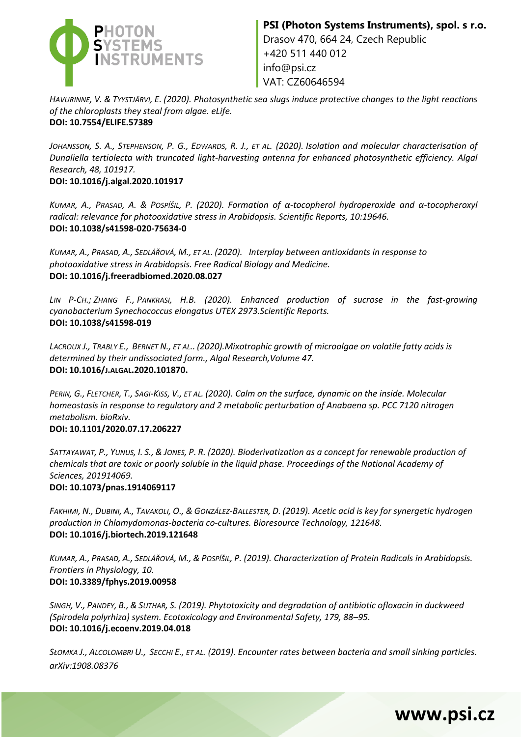*HAVURINNE, V. & TYYSTJÄRVI, E. (2020). Photosynthetic sea slugs induce protective changes to the light reactions of the chloroplasts they steal from algae. eLife.*
**DOI: 10.7554/ELIFE.57389**

*JOHANSSON, S. A., STEPHENSON, P. G., EDWARDS, R. J., ET AL. (2020). Isolation and molecular characterisation of Dunaliella tertiolecta with truncated light-harvesting antenna for enhanced photosynthetic efficiency. Algal Research, 48, 101917.*
**DOI: 10.1016/j.algal.2020.101917**

*KUMAR, A., PRASAD, A. & POSPÍŠIL, P. (2020). Formation of α-tocopherol hydroperoxide and α-tocopheroxyl radical: relevance for photooxidative stress in Arabidopsis. Scientific Reports, 10:19646.*
**DOI: 10.1038/s41598-020-75634-0**

*KUMAR, A., PRASAD, A., SEDLÁŘOVÁ, M., ET AL. (2020). Interplay between antioxidants in response to photooxidative stress in Arabidopsis. Free Radical Biology and Medicine.*
**DOI: 10.1016/j.freeradbiomed.2020.08.027**

*LIN P-CH.; ZHANG F., PANKRASI, H.B. (2020). Enhanced production of sucrose in the fast-growing cyanobacterium Synechococcus elongatus UTEX 2973.Scientific Reports.*
**DOI: 10.1038/s41598-019**

*LACROUX J., TRABLY E., BERNET N., ET AL.. (2020).Mixotrophic growth of microalgae on volatile fatty acids is determined by their undissociated form., Algal Research,Volume 47.*
**DOI: 10.1016/J.ALGAL.2020.101870.**

*PERIN, G., FLETCHER, T., SAGI-KISS, V., ET AL. (2020). Calm on the surface, dynamic on the inside. Molecular homeostasis in response to regulatory and 2 metabolic perturbation of Anabaena sp. PCC 7120 nitrogen metabolism. bioRxiv.*
**DOI: 10.1101/2020.07.17.206227**

*SATTAYAWAT, P., YUNUS, I. S., & JONES, P. R. (2020). Bioderivatization as a concept for renewable production of chemicals that are toxic or poorly soluble in the liquid phase. Proceedings of the National Academy of Sciences, 201914069.*
**DOI: 10.1073/pnas.1914069117**

*FAKHIMI, N., DUBINI, A., TAVAKOLI, O., & GONZÁLEZ-BALLESTER, D. (2019). Acetic acid is key for synergetic hydrogen production in Chlamydomonas-bacteria co-cultures. Bioresource Technology, 121648.*
**DOI: 10.1016/j.biortech.2019.121648**

*KUMAR, A., PRASAD, A., SEDLÁŘOVÁ, M., & POSPÍŠIL, P. (2019). Characterization of Protein Radicals in Arabidopsis. Frontiers in Physiology, 10.*
**DOI: 10.3389/fphys.2019.00958**

*SINGH, V., PANDEY, B., & SUTHAR, S. (2019). Phytotoxicity and degradation of antibiotic ofloxacin in duckweed (Spirodela polyrhiza) system. Ecotoxicology and Environmental Safety, 179, 88–95.*
**DOI: 10.1016/j.ecoenv.2019.04.018**

*SŁOMKA J., ALCOLOMBRI U., SECCHI E., ET AL. (2019). Encounter rates between bacteria and small sinking particles. arXiv:1908.08376*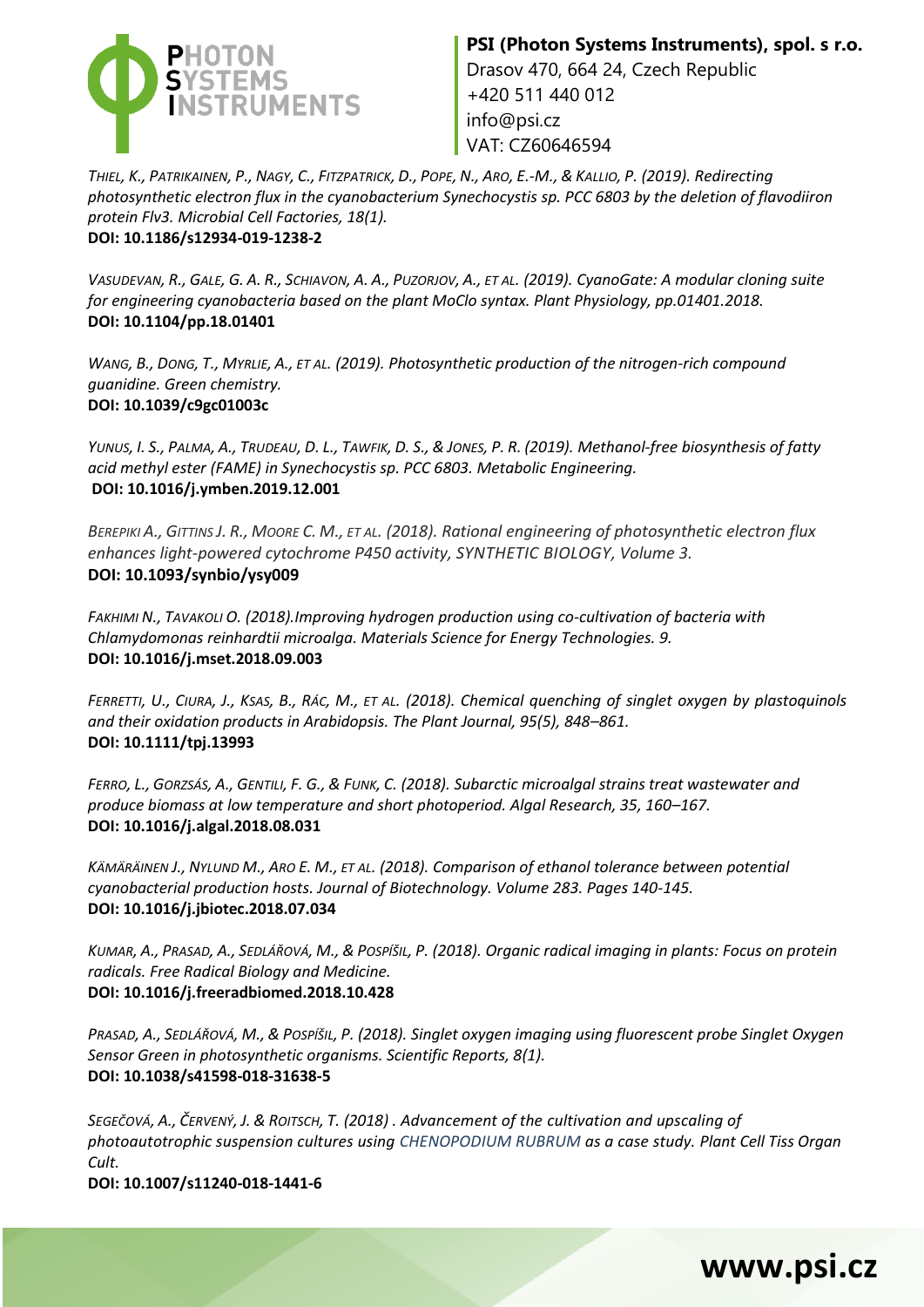*THIEL, K., PATRIKAINEN, P., NAGY, C., FITZPATRICK, D., POPE, N., ARO, E.-M., & KALLIO, P. (2019). Redirecting photosynthetic electron flux in the cyanobacterium Synechocystis sp. PCC 6803 by the deletion of flavodiiron protein Flv3. Microbial Cell Factories, 18(1).*
**DOI: 10.1186/s12934-019-1238-2**

*VASUDEVAN, R., GALE, G. A. R., SCHIAVON, A. A., PUZORJOV, A., ET AL. (2019). CyanoGate: A modular cloning suite for engineering cyanobacteria based on the plant MoClo syntax. Plant Physiology, pp.01401.2018.*
**DOI: 10.1104/pp.18.01401**

*WANG, B., DONG, T., MYRLIE, A., ET AL. (2019). Photosynthetic production of the nitrogen-rich compound guanidine. Green chemistry.*
**DOI: 10.1039/c9gc01003c**

*YUNUS, I. S., PALMA, A., TRUDEAU, D. L., TAWFIK, D. S., & JONES, P. R. (2019). Methanol-free biosynthesis of fatty acid methyl ester (FAME) in Synechocystis sp. PCC 6803. Metabolic Engineering.*
**DOI: 10.1016/j.ymben.2019.12.001**

*BEREPIKI A., GITTINS J. R., MOORE C. M., ET AL. (2018). Rational engineering of photosynthetic electron flux enhances light-powered cytochrome P450 activity, SYNTHETIC BIOLOGY, Volume 3.*
**DOI: 10.1093/synbio/ysy009**

*FAKHIMI N., TAVAKOLI O. (2018).Improving hydrogen production using co-cultivation of bacteria with Chlamydomonas reinhardtii microalga. Materials Science for Energy Technologies. 9.*
**DOI: 10.1016/j.mset.2018.09.003**

*FERRETTI, U., CIURA, J., KSAS, B., RÁC, M., ET AL. (2018). Chemical quenching of singlet oxygen by plastoquinols and their oxidation products in Arabidopsis. The Plant Journal, 95(5), 848–861.*
**DOI: 10.1111/tpj.13993**

*FERRO, L., GORZSÁS, A., GENTILI, F. G., & FUNK, C. (2018). Subarctic microalgal strains treat wastewater and produce biomass at low temperature and short photoperiod. Algal Research, 35, 160–167.*
**DOI: 10.1016/j.algal.2018.08.031**

*KÄMÄRÄINEN J., NYLUND M., ARO E. M., ET AL. (2018). Comparison of ethanol tolerance between potential cyanobacterial production hosts. Journal of Biotechnology. Volume 283. Pages 140-145.*
**DOI: 10.1016/j.jbiotec.2018.07.034**

*KUMAR, A., PRASAD, A., SEDLÁŘOVÁ, M., & POSPÍŠIL, P. (2018). Organic radical imaging in plants: Focus on protein radicals. Free Radical Biology and Medicine.*
**DOI: 10.1016/j.freeradbiomed.2018.10.428**

*PRASAD, A., SEDLÁŘOVÁ, M., & POSPÍŠIL, P. (2018). Singlet oxygen imaging using fluorescent probe Singlet Oxygen Sensor Green in photosynthetic organisms. Scientific Reports, 8(1).*
**DOI: 10.1038/s41598-018-31638-5**

*SEGEČOVÁ, A., ČERVENÝ, J. & ROITSCH, T. (2018) . Advancement of the cultivation and upscaling of photoautotrophic suspension cultures using CHENOPODIUM RUBRUM as a case study. Plant Cell Tiss Organ Cult.*
**DOI: 10.1007/s11240-018-1441-6**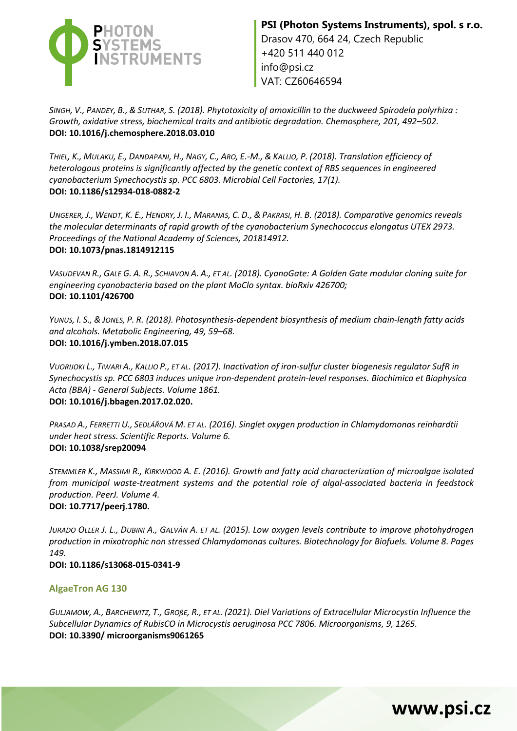*SINGH, V., PANDEY, B., & SUTHAR, S. (2018). Phytotoxicity of amoxicillin to the duckweed Spirodela polyrhiza : Growth, oxidative stress, biochemical traits and antibiotic degradation. Chemosphere, 201, 492–502.*
**DOI: 10.1016/j.chemosphere.2018.03.010**

*THIEL, K., MULAKU, E., DANDAPANI, H., NAGY, C., ARO, E.-M., & KALLIO, P. (2018). Translation efficiency of heterologous proteins is significantly affected by the genetic context of RBS sequences in engineered cyanobacterium Synechocystis sp. PCC 6803. Microbial Cell Factories, 17(1).*
**DOI: 10.1186/s12934-018-0882-2**

*UNGERER, J., WENDT, K. E., HENDRY, J. I., MARANAS, C. D., & PAKRASI, H. B. (2018). Comparative genomics reveals the molecular determinants of rapid growth of the cyanobacterium Synechococcus elongatus UTEX 2973. Proceedings of the National Academy of Sciences, 201814912.*
**DOI: 10.1073/pnas.1814912115**

*VASUDEVAN R., GALE G. A. R., SCHIAVON A. A., ET AL. (2018). CyanoGate: A Golden Gate modular cloning suite for engineering cyanobacteria based on the plant MoClo syntax. bioRxiv 426700;*
**DOI: 10.1101/426700**

*YUNUS, I. S., & JONES, P. R. (2018). Photosynthesis-dependent biosynthesis of medium chain-length fatty acids and alcohols. Metabolic Engineering, 49, 59–68.*
**DOI: 10.1016/j.ymben.2018.07.015**

*VUORIJOKI L., TIWARI A., KALLIO P., ET AL. (2017). Inactivation of iron-sulfur cluster biogenesis regulator SufR in Synechocystis sp. PCC 6803 induces unique iron-dependent protein-level responses. Biochimica et Biophysica Acta (BBA) - General Subjects. Volume 1861.*
**DOI: 10.1016/j.bbagen.2017.02.020.**

*PRASAD A., FERRETTI U., SEDLÁŘOVÁ M. ET AL. (2016). Singlet oxygen production in Chlamydomonas reinhardtii under heat stress. Scientific Reports. Volume 6.*
**DOI: 10.1038/srep20094**

*STEMMLER K., MASSIMI R., KIRKWOOD A. E. (2016). Growth and fatty acid characterization of microalgae isolated from municipal waste-treatment systems and the potential role of algal-associated bacteria in feedstock production. PeerJ. Volume 4.*
**DOI: 10.7717/peerj.1780.**

*JURADO OLLER J. L., DUBINI A., GALVÁN A. ET AL. (2015). Low oxygen levels contribute to improve photohydrogen production in mixotrophic non stressed Chlamydomonas cultures. Biotechnology for Biofuels. Volume 8. Pages 149.*
**DOI: 10.1186/s13068-015-0341-9**

## AlgaeTron AG 130

*GULJAMOW, A., BARCHEWITZ, T., GROßE, R., ET AL. (2021). Diel Variations of Extracellular Microcystin Influence the Subcellular Dynamics of RubisCO in Microcystis aeruginosa PCC 7806. Microorganisms, 9, 1265.*
**DOI: 10.3390/ microorganisms9061265**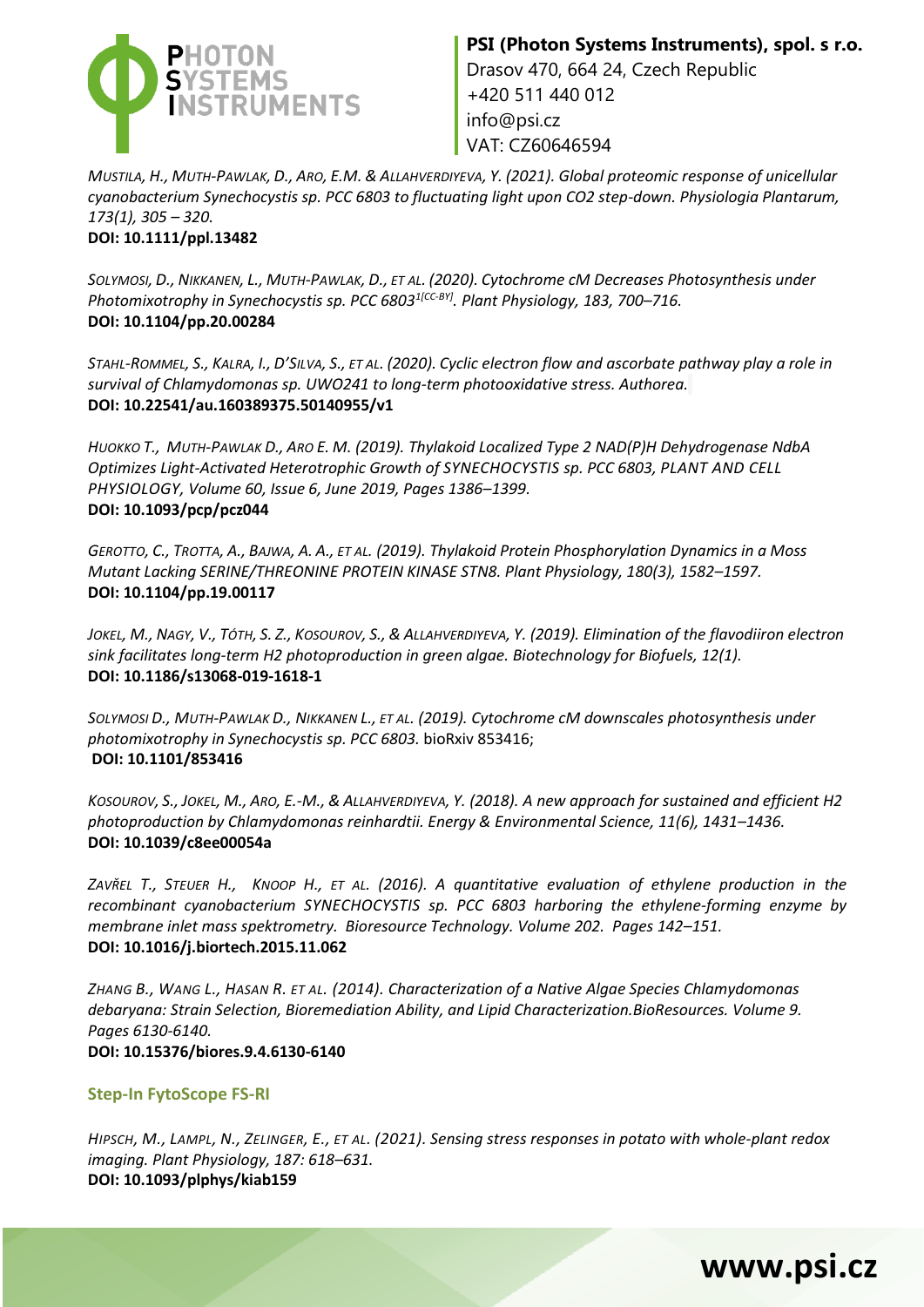*MUSTILA, H., MUTH-PAWLAK, D., ARO, E.M. & ALLAHVERDIYEVA, Y. (2021). Global proteomic response of unicellular cyanobacterium Synechocystis sp. PCC 6803 to fluctuating light upon CO2 step-down. Physiologia Plantarum, 173(1), 305 – 320.*
**DOI: 10.1111/ppl.13482**

*SOLYMOSI, D., NIKKANEN, L., MUTH-PAWLAK, D., ET AL. (2020). Cytochrome cM Decreases Photosynthesis under Photomixotrophy in Synechocystis sp. PCC 6803[1[CC-BY]]. Plant Physiology, 183, 700–716.*
**DOI: 10.1104/pp.20.00284**

*STAHL-ROMMEL, S., KALRA, I., D'SILVA, S., ET AL. (2020). Cyclic electron flow and ascorbate pathway play a role in survival of Chlamydomonas sp. UWO241 to long-term photooxidative stress. Authorea.*
**DOI: 10.22541/au.160389375.50140955/v1**

*HUOKKO T., MUTH-PAWLAK D., ARO E. M. (2019). Thylakoid Localized Type 2 NAD(P)H Dehydrogenase NdbA Optimizes Light-Activated Heterotrophic Growth of SYNECHOCYSTIS sp. PCC 6803, PLANT AND CELL PHYSIOLOGY, Volume 60, Issue 6, June 2019, Pages 1386–1399.*
**DOI: 10.1093/pcp/pcz044**

*GEROTTO, C., TROTTA, A., BAJWA, A. A., ET AL. (2019). Thylakoid Protein Phosphorylation Dynamics in a Moss Mutant Lacking SERINE/THREONINE PROTEIN KINASE STN8. Plant Physiology, 180(3), 1582–1597.*
**DOI: 10.1104/pp.19.00117**

*JOKEL, M., NAGY, V., TÓTH, S. Z., KOSOUROV, S., & ALLAHVERDIYEVA, Y. (2019). Elimination of the flavodiiron electron sink facilitates long-term H2 photoproduction in green algae. Biotechnology for Biofuels, 12(1).*
**DOI: 10.1186/s13068-019-1618-1**

*SOLYMOSI D., MUTH-PAWLAK D., NIKKANEN L., ET AL. (2019). Cytochrome cM downscales photosynthesis under photomixotrophy in Synechocystis sp. PCC 6803.* bioRxiv 853416;
**DOI: 10.1101/853416**

*KOSOUROV, S., JOKEL, M., ARO, E.-M., & ALLAHVERDIYEVA, Y. (2018). A new approach for sustained and efficient H2 photoproduction by Chlamydomonas reinhardtii. Energy & Environmental Science, 11(6), 1431–1436.*
**DOI: 10.1039/c8ee00054a**

*ZAVŘEL T., STEUER H., KNOOP H., ET AL. (2016). A quantitative evaluation of ethylene production in the recombinant cyanobacterium SYNECHOCYSTIS sp. PCC 6803 harboring the ethylene-forming enzyme by membrane inlet mass spektrometry. Bioresource Technology. Volume 202. Pages 142–151.*
**DOI: 10.1016/j.biortech.2015.11.062**

*ZHANG B., WANG L., HASAN R. ET AL. (2014). Characterization of a Native Algae Species Chlamydomonas debaryana: Strain Selection, Bioremediation Ability, and Lipid Characterization.BioResources. Volume 9. Pages 6130-6140.*
**DOI: 10.15376/biores.9.4.6130-6140**

### Step-In FytoScope FS-RI

*HIPSCH, M., LAMPL, N., ZELINGER, E., ET AL. (2021). Sensing stress responses in potato with whole-plant redox imaging. Plant Physiology, 187: 618–631.*
**DOI: 10.1093/plphys/kiab159**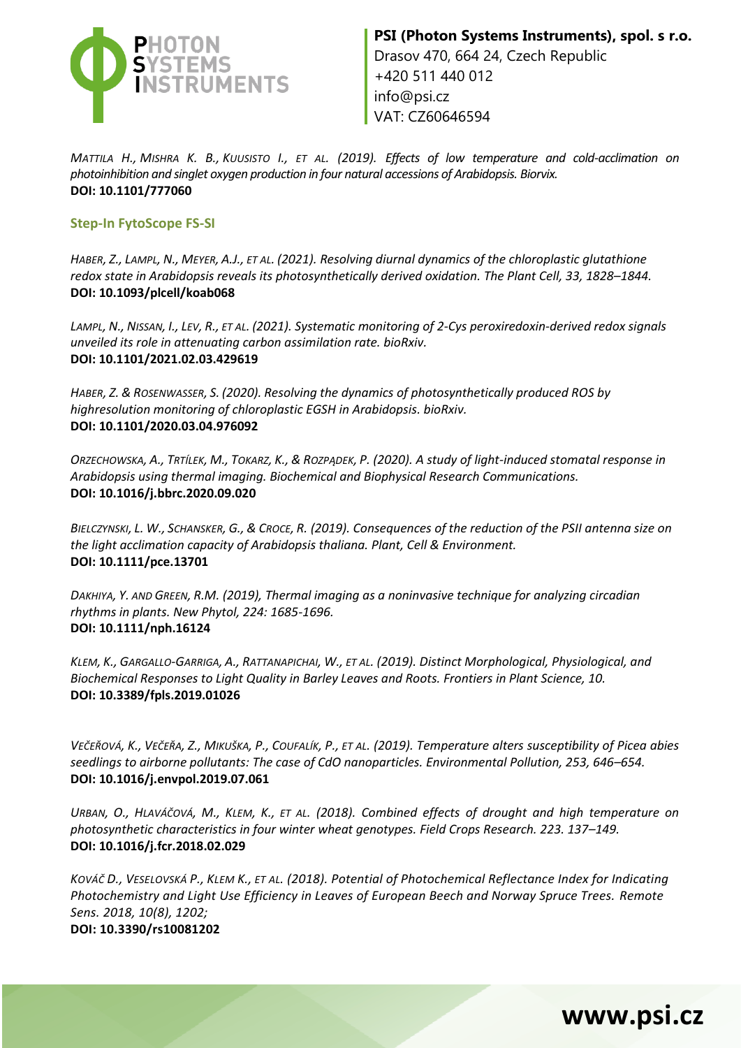*MATTILA H., MISHRA K. B., KUUSISTO I., ET AL. (2019). Effects of low temperature and cold-acclimation on photoinhibition and singlet oxygen production in four natural accessions of Arabidopsis. Biorvix.*
**DOI: 10.1101/777060**

### Step-In FytoScope FS-SI

*HABER, Z., LAMPL, N., MEYER, A.J., ET AL. (2021). Resolving diurnal dynamics of the chloroplastic glutathione redox state in Arabidopsis reveals its photosynthetically derived oxidation. The Plant Cell, 33, 1828–1844.*
**DOI: 10.1093/plcell/koab068**

*LAMPL, N., NISSAN, I., LEV, R., ET AL. (2021). Systematic monitoring of 2-Cys peroxiredoxin-derived redox signals unveiled its role in attenuating carbon assimilation rate. bioRxiv.*
**DOI: 10.1101/2021.02.03.429619**

*HABER, Z. & ROSENWASSER, S. (2020). Resolving the dynamics of photosynthetically produced ROS by highresolution monitoring of chloroplastic EGSH in Arabidopsis. bioRxiv.*
**DOI: 10.1101/2020.03.04.976092**

*ORZECHOWSKA, A., TRTÍLEK, M., TOKARZ, K., & ROZPĄDEK, P. (2020). A study of light-induced stomatal response in Arabidopsis using thermal imaging. Biochemical and Biophysical Research Communications.*
**DOI: 10.1016/j.bbrc.2020.09.020**

*BIELCZYNSKI, L. W., SCHANSKER, G., & CROCE, R. (2019). Consequences of the reduction of the PSII antenna size on the light acclimation capacity of Arabidopsis thaliana. Plant, Cell & Environment.*
**DOI: 10.1111/pce.13701**

*DAKHIYA, Y. AND GREEN, R.M. (2019), Thermal imaging as a noninvasive technique for analyzing circadian rhythms in plants. New Phytol, 224: 1685-1696.*
**DOI: 10.1111/nph.16124**

*KLEM, K., GARGALLO-GARRIGA, A., RATTANAPICHAI, W., ET AL. (2019). Distinct Morphological, Physiological, and Biochemical Responses to Light Quality in Barley Leaves and Roots. Frontiers in Plant Science, 10.*
**DOI: 10.3389/fpls.2019.01026**

*VEČEŘOVÁ, K., VEČEŘA, Z., MIKUŠKA, P., COUFALÍK, P., ET AL. (2019). Temperature alters susceptibility of Picea abies seedlings to airborne pollutants: The case of CdO nanoparticles. Environmental Pollution, 253, 646–654.*
**DOI: 10.1016/j.envpol.2019.07.061**

*URBAN, O., HLAVÁČOVÁ, M., KLEM, K., ET AL. (2018). Combined effects of drought and high temperature on photosynthetic characteristics in four winter wheat genotypes. Field Crops Research. 223. 137–149.*
**DOI: 10.1016/j.fcr.2018.02.029**

*KOVÁČ D., VESELOVSKÁ P., KLEM K., ET AL. (2018). Potential of Photochemical Reflectance Index for Indicating Photochemistry and Light Use Efficiency in Leaves of European Beech and Norway Spruce Trees. Remote Sens. 2018, 10(8), 1202;*
**DOI: 10.3390/rs10081202**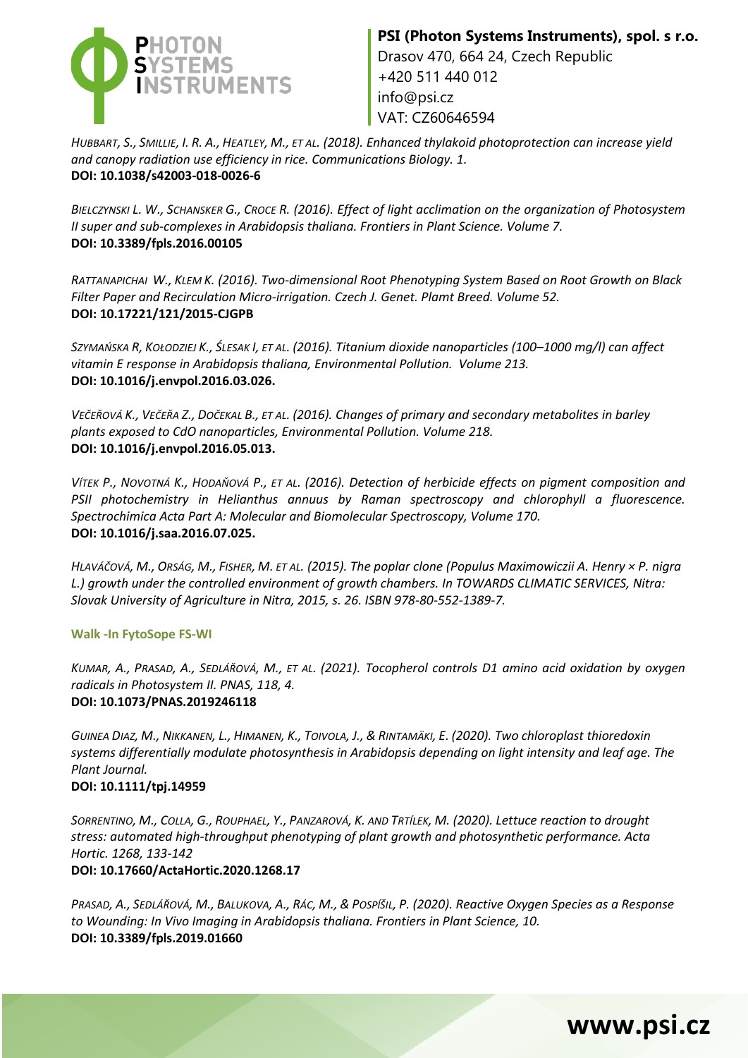*HUBBART, S., SMILLIE, I. R. A., HEATLEY, M., ET AL. (2018). Enhanced thylakoid photoprotection can increase yield and canopy radiation use efficiency in rice. Communications Biology. 1.*
**DOI: 10.1038/s42003-018-0026-6**

*BIELCZYNSKI L. W., SCHANSKER G., CROCE R. (2016). Effect of light acclimation on the organization of Photosystem II super and sub-complexes in Arabidopsis thaliana. Frontiers in Plant Science. Volume 7.*
**DOI: 10.3389/fpls.2016.00105**

*RATTANAPICHAI W., KLEM K. (2016). Two-dimensional Root Phenotyping System Based on Root Growth on Black Filter Paper and Recirculation Micro-irrigation. Czech J. Genet. Plamt Breed. Volume 52.*
**DOI: 10.17221/121/2015-CJGPB**

*SZYMAŃSKA R, KOŁODZIEJ K., ŚLESAK I, ET AL. (2016). Titanium dioxide nanoparticles (100–1000 mg/l) can affect vitamin E response in Arabidopsis thaliana, Environmental Pollution. Volume 213.*
**DOI: 10.1016/j.envpol.2016.03.026.**

*VEČEŘOVÁ K., VEČEŘA Z., DOČEKAL B., ET AL. (2016). Changes of primary and secondary metabolites in barley plants exposed to CdO nanoparticles, Environmental Pollution. Volume 218.*
**DOI: 10.1016/j.envpol.2016.05.013.**

*VÍTEK P., NOVOTNÁ K., HODAŇOVÁ P., ET AL. (2016). Detection of herbicide effects on pigment composition and PSII photochemistry in Helianthus annuus by Raman spectroscopy and chlorophyll a fluorescence. Spectrochimica Acta Part A: Molecular and Biomolecular Spectroscopy, Volume 170.*
**DOI: 10.1016/j.saa.2016.07.025.**

*HLAVÁČOVÁ, M., ORSÁG, M., FISHER, M. ET AL. (2015). The poplar clone (Populus Maximowiczii A. Henry × P. nigra L.) growth under the controlled environment of growth chambers. In TOWARDS CLIMATIC SERVICES, Nitra: Slovak University of Agriculture in Nitra, 2015, s. 26. ISBN 978-80-552-1389-7.*

### Walk -In FytoSope FS-WI

*KUMAR, A., PRASAD, A., SEDLÁŘOVÁ, M., ET AL. (2021). Tocopherol controls D1 amino acid oxidation by oxygen radicals in Photosystem II. PNAS, 118, 4.*
**DOI: 10.1073/PNAS.2019246118**

*GUINEA DIAZ, M., NIKKANEN, L., HIMANEN, K., TOIVOLA, J., & RINTAMÄKI, E. (2020). Two chloroplast thioredoxin systems differentially modulate photosynthesis in Arabidopsis depending on light intensity and leaf age. The Plant Journal.*
**DOI: 10.1111/tpj.14959**

*SORRENTINO, M., COLLA, G., ROUPHAEL, Y., PANZAROVÁ, K. AND TRTÍLEK, M. (2020). Lettuce reaction to drought stress: automated high-throughput phenotyping of plant growth and photosynthetic performance. Acta Hortic. 1268, 133-142*
**DOI: 10.17660/ActaHortic.2020.1268.17**

*PRASAD, A., SEDLÁŘOVÁ, M., BALUKOVA, A., RÁC, M., & POSPÍŠIL, P. (2020). Reactive Oxygen Species as a Response to Wounding: In Vivo Imaging in Arabidopsis thaliana. Frontiers in Plant Science, 10.*
**DOI: 10.3389/fpls.2019.01660**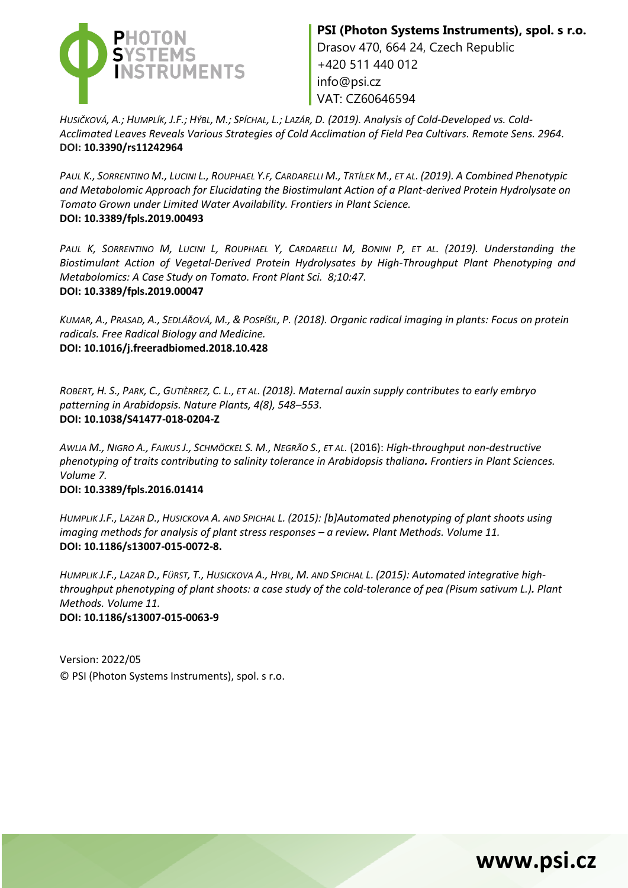*HUSIČKOVÁ, A.; HUMPLÍK, J.F.; HÝBL, M.; SPÍCHAL, L.; LAZÁR, D. (2019). Analysis of Cold-Developed vs. Cold-Acclimated Leaves Reveals Various Strategies of Cold Acclimation of Field Pea Cultivars. Remote Sens. 2964.*
**DOI: 10.3390/rs11242964**

*PAUL K., SORRENTINO M., LUCINI L., ROUPHAEL Y.F, CARDARELLI M., TRTÍLEK M., ET AL. (2019). A Combined Phenotypic and Metabolomic Approach for Elucidating the Biostimulant Action of a Plant-derived Protein Hydrolysate on Tomato Grown under Limited Water Availability. Frontiers in Plant Science.*
**DOI: 10.3389/fpls.2019.00493**

*PAUL K, SORRENTINO M, LUCINI L, ROUPHAEL Y, CARDARELLI M, BONINI P, ET AL. (2019). Understanding the Biostimulant Action of Vegetal-Derived Protein Hydrolysates by High-Throughput Plant Phenotyping and Metabolomics: A Case Study on Tomato. Front Plant Sci. 8;10:47.*
**DOI: 10.3389/fpls.2019.00047**

*KUMAR, A., PRASAD, A., SEDLÁŘOVÁ, M., & POSPÍŠIL, P. (2018). Organic radical imaging in plants: Focus on protein radicals. Free Radical Biology and Medicine.*
**DOI: 10.1016/j.freeradbiomed.2018.10.428**

*ROBERT, H. S., PARK, C., GUTIÈRREZ, C. L., ET AL. (2018). Maternal auxin supply contributes to early embryo patterning in Arabidopsis. Nature Plants, 4(8), 548–553.*
**DOI: 10.1038/S41477-018-0204-Z**

*AWLIA M., NIGRO A., FAJKUS J., SCHMÖCKEL S. M., NEGRÃO S., ET AL.* (2016): *High-throughput non-destructive phenotyping of traits contributing to salinity tolerance in Arabidopsis thaliana**.** Frontiers in Plant Sciences. Volume 7.*
**DOI: 10.3389/fpls.2016.01414**

*HUMPLIK J.F., LAZAR D., HUSICKOVA A. AND SPICHAL L. (2015): [b]Automated phenotyping of plant shoots using imaging methods for analysis of plant stress responses – a review**.** Plant Methods. Volume 11.*
**DOI: 10.1186/s13007-015-0072-8.**

*HUMPLIK J.F., LAZAR D., FÜRST, T., HUSICKOVA A., HYBL, M. AND SPICHAL L. (2015): Automated integrative high-throughput phenotyping of plant shoots: a case study of the cold-tolerance of pea (Pisum sativum L.)**.** Plant Methods. Volume 11.*
**DOI: 10.1186/s13007-015-0063-9**

Version: 2022/05
© PSI (Photon Systems Instruments), spol. s r.o.